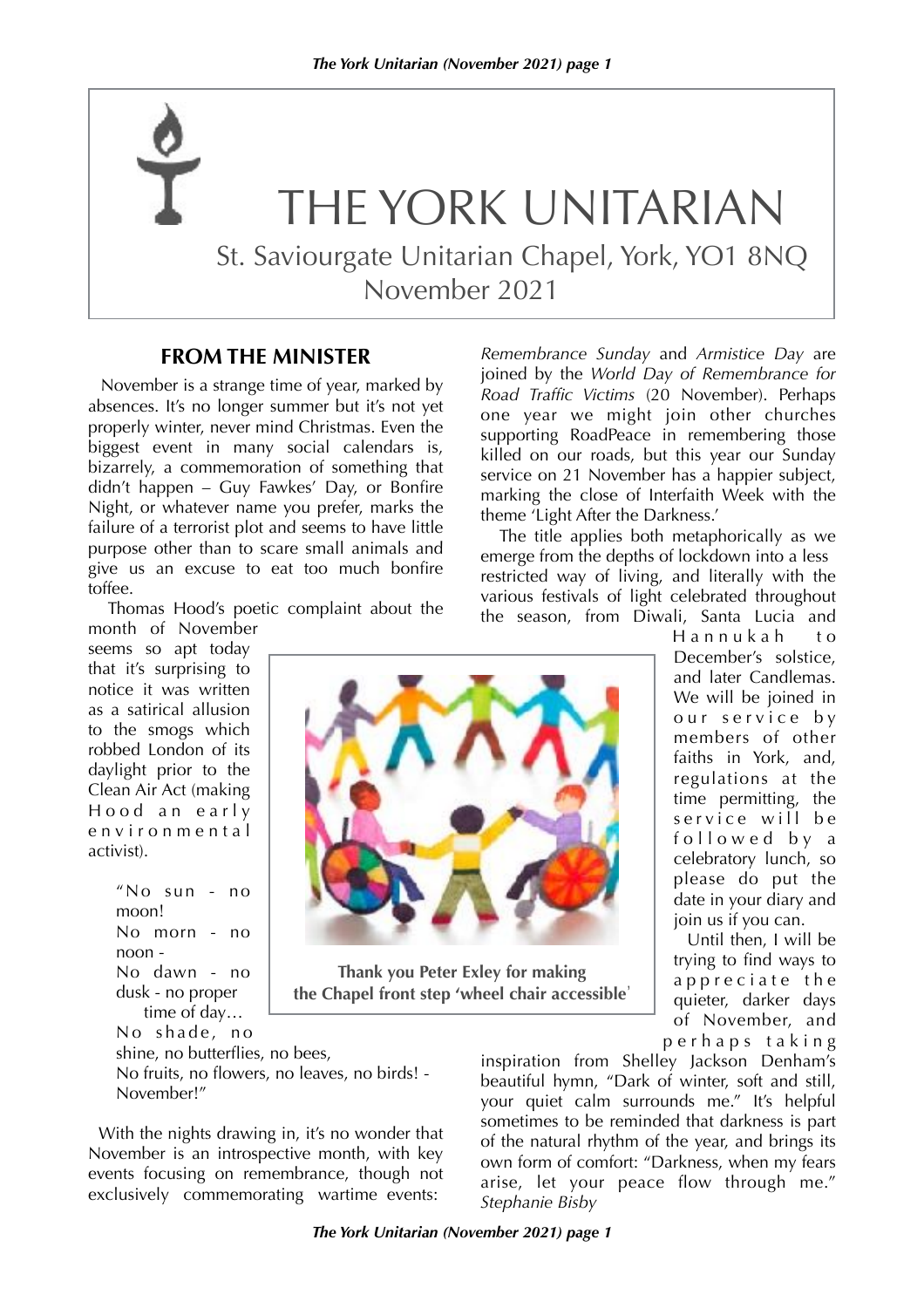# THE YORK UNITARIAN

St. Saviourgate Unitarian Chapel, York, YO1 8NQ

November 2021

## FROM THE MINISTER

November is a strange time of year, marked by absences. It's no longer summer but it's not yet properly winter, never mind Christmas. Even the biggest event in many social calendars is, bizarrely, a commemoration of something that didn't happen – Guy Fawkes' Day, or Bonfire Night, or whatever name you prefer, marks the failure of a terrorist plot and seems to have little purpose other than to scare small animals and give us an excuse to eat too much bonfire toffee.

Thomas Hood's poetic complaint about the month of November seems so apt today that it's surprising to notice it was written as a satirical allusion to the smogs which robbed London of its daylight prior to the Clean Air Act (making Hood an early environmental activist).

> "No sun - no moon!
> No morn - no noon -
> No dawn - no dusk - no proper time of day…
> No shade, no shine, no butterflies, no bees,
> No fruits, no flowers, no leaves, no birds! - November!"

With the nights drawing in, it's no wonder that November is an introspective month, with key events focusing on remembrance, though not exclusively commemorating wartime events: *Remembrance Sunday* and *Armistice Day* are joined by the *World Day of Remembrance for Road Traffic Victims* (20 November). Perhaps one year we might join other churches supporting RoadPeace in remembering those killed on our roads, but this year our Sunday service on 21 November has a happier subject, marking the close of Interfaith Week with the theme 'Light After the Darkness.'

The title applies both metaphorically as we emerge from the depths of lockdown into a less restricted way of living, and literally with the various festivals of light celebrated throughout the season, from Diwali, Santa Lucia and Hannukah to December's solstice, and later Candlemas. We will be joined in our service by members of other faiths in York, and, regulations at the time permitting, the service will be followed by a celebratory lunch, so please do put the date in your diary and join us if you can.

Until then, I will be trying to find ways to appreciate the quieter, darker days of November, and perhaps taking inspiration from Shelley Jackson Denham's beautiful hymn, "Dark of winter, soft and still, your quiet calm surrounds me." It's helpful sometimes to be reminded that darkness is part of the natural rhythm of the year, and brings its own form of comfort: "Darkness, when my fears arise, let your peace flow through me."

*Stephanie Bisby*

**Thank you Peter Exley for making the Chapel front step 'wheel chair accessible'**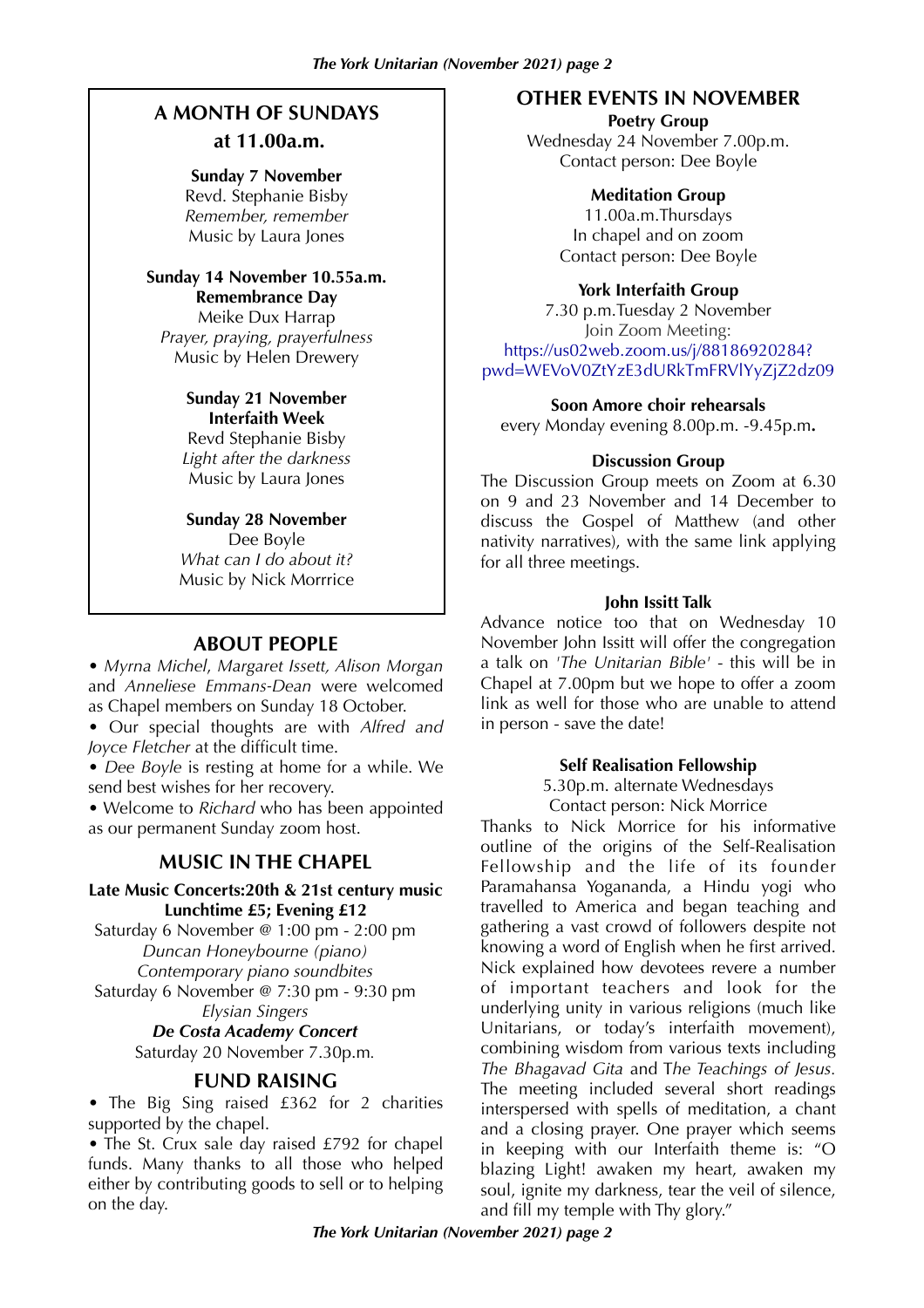## A MONTH OF SUNDAYS at 11.00a.m.

**Sunday 7 November**
Revd. Stephanie Bisby
*Remember, remember*
Music by Laura Jones

**Sunday 14 November 10.55a.m.**
**Remembrance Day**
Meike Dux Harrap
*Prayer, praying, prayerfulness*
Music by Helen Drewery

**Sunday 21 November**
**Interfaith Week**
Revd Stephanie Bisby
*Light after the darkness*
Music by Laura Jones

**Sunday 28 November**
Dee Boyle
*What can I do about it?*
Music by Nick Morrrice

## ABOUT PEOPLE

• *Myrna Michel, Margaret Issett, Alison Morgan* and *Anneliese Emmans-Dean* were welcomed as Chapel members on Sunday 18 October.

• Our special thoughts are with *Alfred and Joyce Fletcher* at the difficult time.

• *Dee Boyle* is resting at home for a while. We send best wishes for her recovery.

• Welcome to *Richard* who has been appointed as our permanent Sunday zoom host.

## MUSIC IN THE CHAPEL

**Late Music Concerts:20th & 21st century music**
**Lunchtime £5; Evening £12**

Saturday 6 November @ 1:00 pm - 2:00 pm
*Duncan Honeybourne (piano)*
*Contemporary piano soundbites*
Saturday 6 November @ 7:30 pm - 9:30 pm
*Elysian Singers*

***De Costa Academy Concert***
Saturday 20 November 7.30p.m.

## FUND RAISING

• The Big Sing raised £362 for 2 charities supported by the chapel.

• The St. Crux sale day raised £792 for chapel funds. Many thanks to all those who helped either by contributing goods to sell or to helping on the day.

## OTHER EVENTS IN NOVEMBER

**Poetry Group**
Wednesday 24 November 7.00p.m.
Contact person: Dee Boyle

**Meditation Group**
11.00a.m.Thursdays
In chapel and on zoom
Contact person: Dee Boyle

**York Interfaith Group**
7.30 p.m.Tuesday 2 November
Join Zoom Meeting:
https://us02web.zoom.us/j/88186920284?pwd=WEVoV0ZtYzE3dURkTmFRVlYyZjZ2dz09

**Soon Amore choir rehearsals**
every Monday evening 8.00p.m. -9.45p.m**.**

**Discussion Group**
The Discussion Group meets on Zoom at 6.30 on 9 and 23 November and 14 December to discuss the Gospel of Matthew (and other nativity narratives), with the same link applying for all three meetings.

**John Issitt Talk**
Advance notice too that on Wednesday 10 November John Issitt will offer the congregation a talk on *'The Unitarian Bible'* - this will be in Chapel at 7.00pm but we hope to offer a zoom link as well for those who are unable to attend in person - save the date!

**Self Realisation Fellowship**
5.30p.m. alternate Wednesdays
Contact person: Nick Morrice

Thanks to Nick Morrice for his informative outline of the origins of the Self-Realisation Fellowship and the life of its founder Paramahansa Yogananda, a Hindu yogi who travelled to America and began teaching and gathering a vast crowd of followers despite not knowing a word of English when he first arrived. Nick explained how devotees revere a number of important teachers and look for the underlying unity in various religions (much like Unitarians, or today's interfaith movement), combining wisdom from various texts including *The Bhagavad Gita* and T*he Teachings of Jesus.* The meeting included several short readings interspersed with spells of meditation, a chant and a closing prayer. One prayer which seems in keeping with our Interfaith theme is: "O blazing Light! awaken my heart, awaken my soul, ignite my darkness, tear the veil of silence, and fill my temple with Thy glory."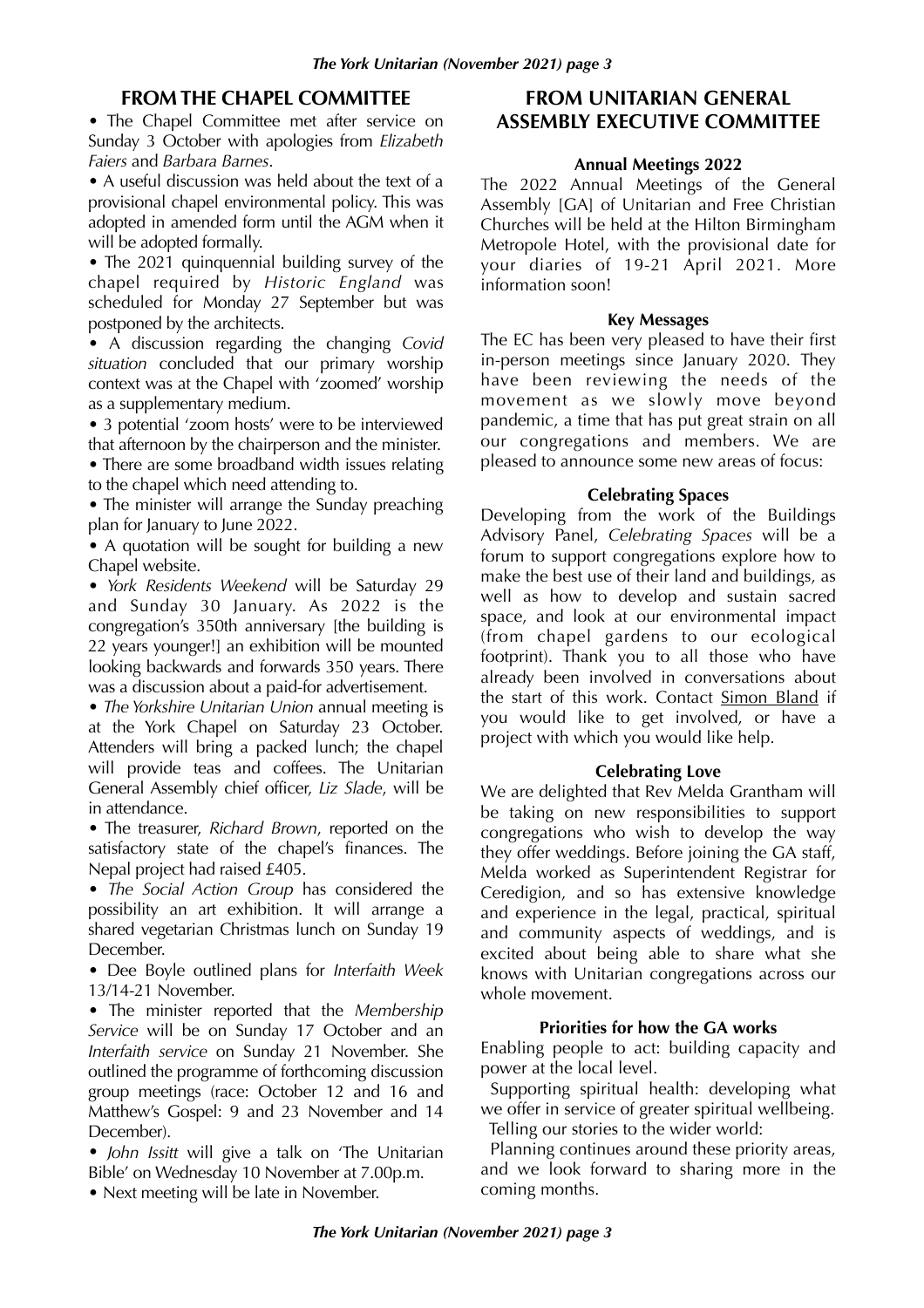## FROM THE CHAPEL COMMITTEE

- The Chapel Committee met after service on Sunday 3 October with apologies from *Elizabeth Faiers* and *Barbara Barnes*.
- A useful discussion was held about the text of a provisional chapel environmental policy. This was adopted in amended form until the AGM when it will be adopted formally.
- The 2021 quinquennial building survey of the chapel required by *Historic England* was scheduled for Monday 27 September but was postponed by the architects.
- A discussion regarding the changing *Covid situation* concluded that our primary worship context was at the Chapel with 'zoomed' worship as a supplementary medium.
- 3 potential 'zoom hosts' were to be interviewed that afternoon by the chairperson and the minister.
- There are some broadband width issues relating to the chapel which need attending to.
- The minister will arrange the Sunday preaching plan for January to June 2022.
- A quotation will be sought for building a new Chapel website.
- *York Residents Weekend* will be Saturday 29 and Sunday 30 January. As 2022 is the congregation's 350th anniversary [the building is 22 years younger!] an exhibition will be mounted looking backwards and forwards 350 years. There was a discussion about a paid-for advertisement.
- *The Yorkshire Unitarian Union* annual meeting is at the York Chapel on Saturday 23 October. Attenders will bring a packed lunch; the chapel will provide teas and coffees. The Unitarian General Assembly chief officer, *Liz Slade*, will be in attendance.
- The treasurer, *Richard Brown*, reported on the satisfactory state of the chapel's finances. The Nepal project had raised £405.
- *The Social Action Group* has considered the possibility an art exhibition. It will arrange a shared vegetarian Christmas lunch on Sunday 19 December.
- Dee Boyle outlined plans for *Interfaith Week* 13/14-21 November.
- The minister reported that the *Membership Service* will be on Sunday 17 October and an *Interfaith service* on Sunday 21 November. She outlined the programme of forthcoming discussion group meetings (race: October 12 and 16 and Matthew's Gospel: 9 and 23 November and 14 December).
- *John Issitt* will give a talk on 'The Unitarian Bible' on Wednesday 10 November at 7.00p.m.
- Next meeting will be late in November.

## FROM UNITARIAN GENERAL ASSEMBLY EXECUTIVE COMMITTEE

### Annual Meetings 2022

The 2022 Annual Meetings of the General Assembly [GA] of Unitarian and Free Christian Churches will be held at the Hilton Birmingham Metropole Hotel, with the provisional date for your diaries of 19-21 April 2021. More information soon!

### Key Messages

The EC has been very pleased to have their first in-person meetings since January 2020. They have been reviewing the needs of the movement as we slowly move beyond pandemic, a time that has put great strain on all our congregations and members. We are pleased to announce some new areas of focus:

### Celebrating Spaces

Developing from the work of the Buildings Advisory Panel, *Celebrating Spaces* will be a forum to support congregations explore how to make the best use of their land and buildings, as well as how to develop and sustain sacred space, and look at our environmental impact (from chapel gardens to our ecological footprint). Thank you to all those who have already been involved in conversations about the start of this work. Contact Simon Bland if you would like to get involved, or have a project with which you would like help.

### Celebrating Love

We are delighted that Rev Melda Grantham will be taking on new responsibilities to support congregations who wish to develop the way they offer weddings. Before joining the GA staff, Melda worked as Superintendent Registrar for Ceredigion, and so has extensive knowledge and experience in the legal, practical, spiritual and community aspects of weddings, and is excited about being able to share what she knows with Unitarian congregations across our whole movement.

### Priorities for how the GA works

Enabling people to act: building capacity and power at the local level.

Supporting spiritual health: developing what we offer in service of greater spiritual wellbeing.

Telling our stories to the wider world:

Planning continues around these priority areas, and we look forward to sharing more in the coming months.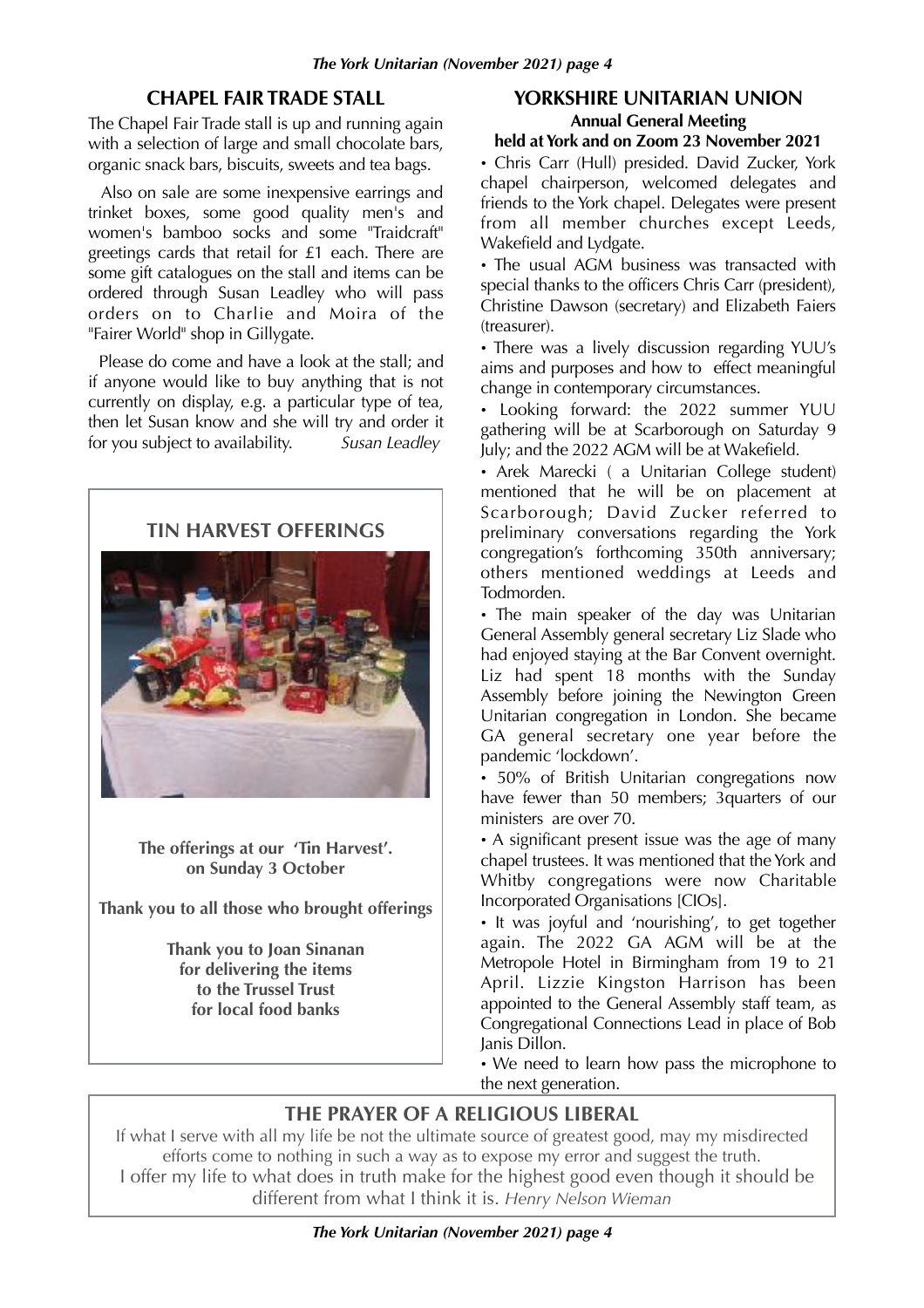## CHAPEL FAIR TRADE STALL

The Chapel Fair Trade stall is up and running again with a selection of large and small chocolate bars, organic snack bars, biscuits, sweets and tea bags.

Also on sale are some inexpensive earrings and trinket boxes, some good quality men's and women's bamboo socks and some "Traidcraft" greetings cards that retail for £1 each. There are some gift catalogues on the stall and items can be ordered through Susan Leadley who will pass orders on to Charlie and Moira of the "Fairer World" shop in Gillygate.

Please do come and have a look at the stall; and if anyone would like to buy anything that is not currently on display, e.g. a particular type of tea, then let Susan know and she will try and order it for you subject to availability. *Susan Leadley*

## TIN HARVEST OFFERINGS

**The offerings at our 'Tin Harvest'. on Sunday 3 October**

**Thank you to all those who brought offerings**

**Thank you to Joan Sinanan for delivering the items to the Trussel Trust for local food banks**

## YORKSHIRE UNITARIAN UNION

### Annual General Meeting

**held at York and on Zoom 23 November 2021**

- Chris Carr (Hull) presided. David Zucker, York chapel chairperson, welcomed delegates and friends to the York chapel. Delegates were present from all member churches except Leeds, Wakefield and Lydgate.
- The usual AGM business was transacted with special thanks to the officers Chris Carr (president), Christine Dawson (secretary) and Elizabeth Faiers (treasurer).
- There was a lively discussion regarding YUU's aims and purposes and how to effect meaningful change in contemporary circumstances.
- Looking forward: the 2022 summer YUU gathering will be at Scarborough on Saturday 9 July; and the 2022 AGM will be at Wakefield.
- Arek Marecki ( a Unitarian College student) mentioned that he will be on placement at Scarborough; David Zucker referred to preliminary conversations regarding the York congregation's forthcoming 350th anniversary; others mentioned weddings at Leeds and Todmorden.
- The main speaker of the day was Unitarian General Assembly general secretary Liz Slade who had enjoyed staying at the Bar Convent overnight. Liz had spent 18 months with the Sunday Assembly before joining the Newington Green Unitarian congregation in London. She became GA general secretary one year before the pandemic 'lockdown'.
- 50% of British Unitarian congregations now have fewer than 50 members; 3quarters of our ministers are over 70.
- A significant present issue was the age of many chapel trustees. It was mentioned that the York and Whitby congregations were now Charitable Incorporated Organisations [CIOs].
- It was joyful and 'nourishing', to get together again. The 2022 GA AGM will be at the Metropole Hotel in Birmingham from 19 to 21 April. Lizzie Kingston Harrison has been appointed to the General Assembly staff team, as Congregational Connections Lead in place of Bob Janis Dillon.
- We need to learn how pass the microphone to the next generation.

## THE PRAYER OF A RELIGIOUS LIBERAL

If what I serve with all my life be not the ultimate source of greatest good, may my misdirected efforts come to nothing in such a way as to expose my error and suggest the truth.
I offer my life to what does in truth make for the highest good even though it should be different from what I think it is. *Henry Nelson Wieman*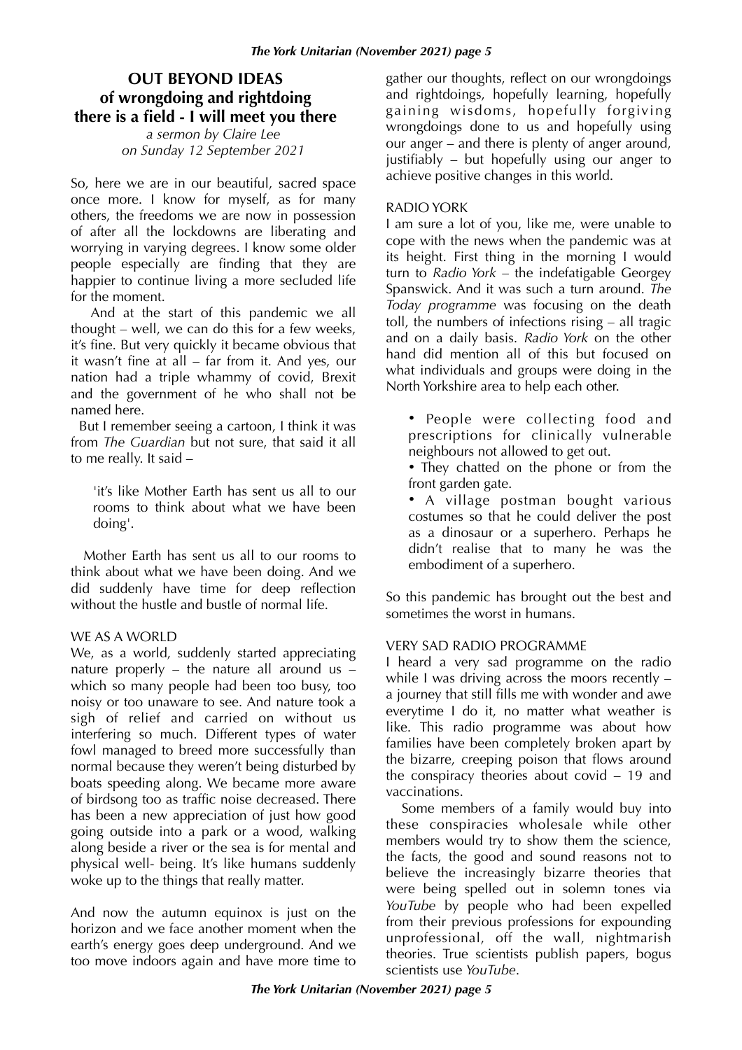# OUT BEYOND IDEAS of wrongdoing and rightdoing there is a field - I will meet you there

*a sermon by Claire Lee on Sunday 12 September 2021*

So, here we are in our beautiful, sacred space once more. I know for myself, as for many others, the freedoms we are now in possession of after all the lockdowns are liberating and worrying in varying degrees. I know some older people especially are finding that they are happier to continue living a more secluded life for the moment.

And at the start of this pandemic we all thought – well, we can do this for a few weeks, it's fine. But very quickly it became obvious that it wasn't fine at all – far from it. And yes, our nation had a triple whammy of covid, Brexit and the government of he who shall not be named here.

But I remember seeing a cartoon, I think it was from *The Guardian* but not sure, that said it all to me really. It said –

> 'it's like Mother Earth has sent us all to our rooms to think about what we have been doing'.

Mother Earth has sent us all to our rooms to think about what we have been doing. And we did suddenly have time for deep reflection without the hustle and bustle of normal life.

## WE AS A WORLD

We, as a world, suddenly started appreciating nature properly – the nature all around us – which so many people had been too busy, too noisy or too unaware to see. And nature took a sigh of relief and carried on without us interfering so much. Different types of water fowl managed to breed more successfully than normal because they weren't being disturbed by boats speeding along. We became more aware of birdsong too as traffic noise decreased. There has been a new appreciation of just how good going outside into a park or a wood, walking along beside a river or the sea is for mental and physical well- being. It's like humans suddenly woke up to the things that really matter.

And now the autumn equinox is just on the horizon and we face another moment when the earth's energy goes deep underground. And we too move indoors again and have more time to gather our thoughts, reflect on our wrongdoings and rightdoings, hopefully learning, hopefully gaining wisdoms, hopefully forgiving wrongdoings done to us and hopefully using our anger – and there is plenty of anger around, justifiably – but hopefully using our anger to achieve positive changes in this world.

## RADIO YORK

I am sure a lot of you, like me, were unable to cope with the news when the pandemic was at its height. First thing in the morning I would turn to *Radio York* – the indefatigable Georgey Spanswick. And it was such a turn around. *The Today programme* was focusing on the death toll, the numbers of infections rising – all tragic and on a daily basis. *Radio York* on the other hand did mention all of this but focused on what individuals and groups were doing in the North Yorkshire area to help each other.

- People were collecting food and prescriptions for clinically vulnerable neighbours not allowed to get out.
- They chatted on the phone or from the front garden gate.
- A village postman bought various costumes so that he could deliver the post as a dinosaur or a superhero. Perhaps he didn't realise that to many he was the embodiment of a superhero.

So this pandemic has brought out the best and sometimes the worst in humans.

## VERY SAD RADIO PROGRAMME

I heard a very sad programme on the radio while I was driving across the moors recently – a journey that still fills me with wonder and awe everytime I do it, no matter what weather is like. This radio programme was about how families have been completely broken apart by the bizarre, creeping poison that flows around the conspiracy theories about covid – 19 and vaccinations.

Some members of a family would buy into these conspiracies wholesale while other members would try to show them the science, the facts, the good and sound reasons not to believe the increasingly bizarre theories that were being spelled out in solemn tones via *YouTube* by people who had been expelled from their previous professions for expounding unprofessional, off the wall, nightmarish theories. True scientists publish papers, bogus scientists use *YouTube*.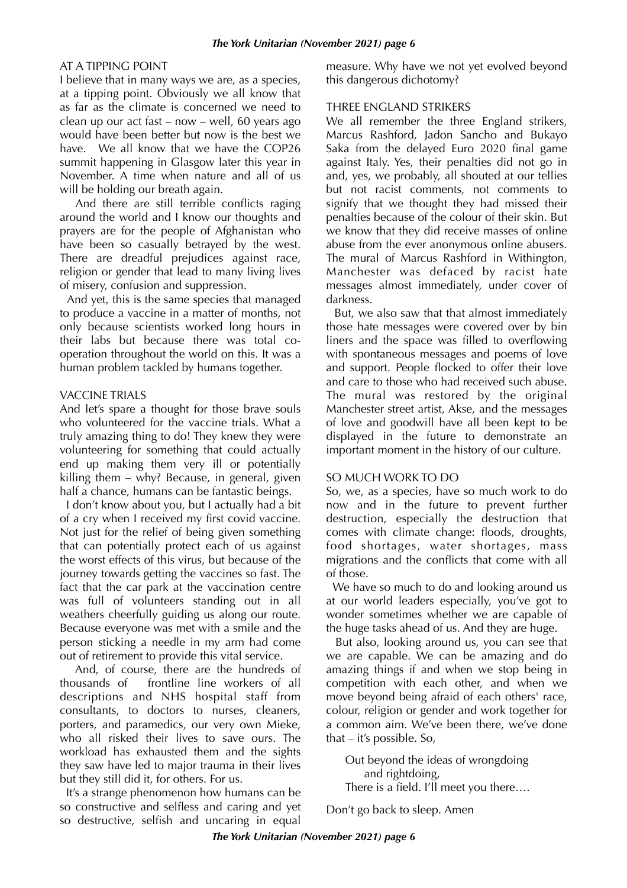## AT A TIPPING POINT

I believe that in many ways we are, as a species, at a tipping point. Obviously we all know that as far as the climate is concerned we need to clean up our act fast – now – well, 60 years ago would have been better but now is the best we have. We all know that we have the COP26 summit happening in Glasgow later this year in November. A time when nature and all of us will be holding our breath again.

And there are still terrible conflicts raging around the world and I know our thoughts and prayers are for the people of Afghanistan who have been so casually betrayed by the west. There are dreadful prejudices against race, religion or gender that lead to many living lives of misery, confusion and suppression.

And yet, this is the same species that managed to produce a vaccine in a matter of months, not only because scientists worked long hours in their labs but because there was total co-operation throughout the world on this. It was a human problem tackled by humans together.

## VACCINE TRIALS

And let's spare a thought for those brave souls who volunteered for the vaccine trials. What a truly amazing thing to do! They knew they were volunteering for something that could actually end up making them very ill or potentially killing them – why? Because, in general, given half a chance, humans can be fantastic beings.

I don't know about you, but I actually had a bit of a cry when I received my first covid vaccine. Not just for the relief of being given something that can potentially protect each of us against the worst effects of this virus, but because of the journey towards getting the vaccines so fast. The fact that the car park at the vaccination centre was full of volunteers standing out in all weathers cheerfully guiding us along our route. Because everyone was met with a smile and the person sticking a needle in my arm had come out of retirement to provide this vital service.

And, of course, there are the hundreds of thousands of frontline line workers of all descriptions and NHS hospital staff from consultants, to doctors to nurses, cleaners, porters, and paramedics, our very own Mieke, who all risked their lives to save ours. The workload has exhausted them and the sights they saw have led to major trauma in their lives but they still did it, for others. For us.

It's a strange phenomenon how humans can be so constructive and selfless and caring and yet so destructive, selfish and uncaring in equal measure. Why have we not yet evolved beyond this dangerous dichotomy?

## THREE ENGLAND STRIKERS

We all remember the three England strikers, Marcus Rashford, Jadon Sancho and Bukayo Saka from the delayed Euro 2020 final game against Italy. Yes, their penalties did not go in and, yes, we probably, all shouted at our tellies but not racist comments, not comments to signify that we thought they had missed their penalties because of the colour of their skin. But we know that they did receive masses of online abuse from the ever anonymous online abusers. The mural of Marcus Rashford in Withington, Manchester was defaced by racist hate messages almost immediately, under cover of darkness.

But, we also saw that that almost immediately those hate messages were covered over by bin liners and the space was filled to overflowing with spontaneous messages and poems of love and support. People flocked to offer their love and care to those who had received such abuse. The mural was restored by the original Manchester street artist, Akse, and the messages of love and goodwill have all been kept to be displayed in the future to demonstrate an important moment in the history of our culture.

## SO MUCH WORK TO DO

So, we, as a species, have so much work to do now and in the future to prevent further destruction, especially the destruction that comes with climate change: floods, droughts, food shortages, water shortages, mass migrations and the conflicts that come with all of those.

We have so much to do and looking around us at our world leaders especially, you've got to wonder sometimes whether we are capable of the huge tasks ahead of us. And they are huge.

But also, looking around us, you can see that we are capable. We can be amazing and do amazing things if and when we stop being in competition with each other, and when we move beyond being afraid of each others' race, colour, religion or gender and work together for a common aim. We've been there, we've done that – it's possible. So,

> Out beyond the ideas of wrongdoing
> and rightdoing,
> There is a field. I'll meet you there….

Don't go back to sleep. Amen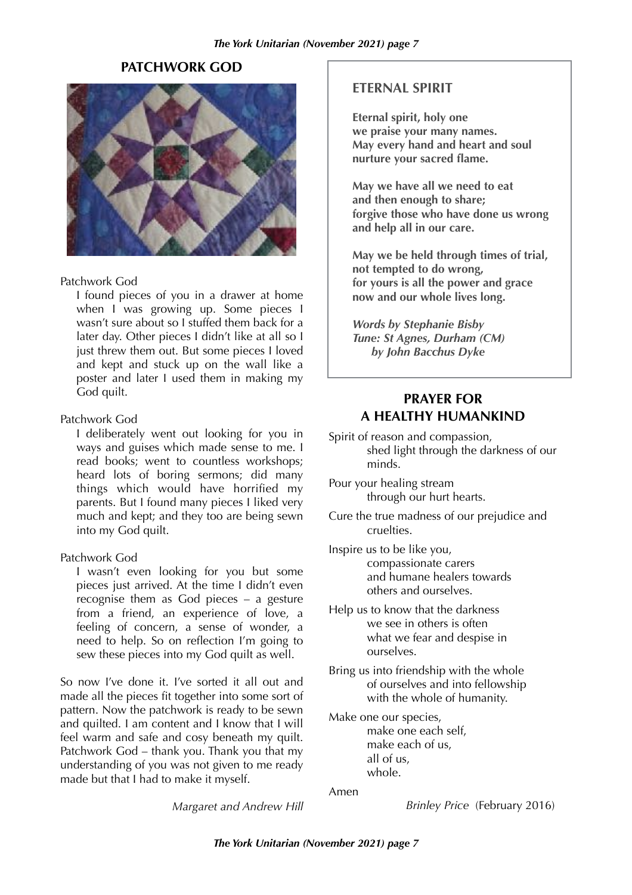## PATCHWORK GOD

Patchwork God

I found pieces of you in a drawer at home when I was growing up. Some pieces I wasn't sure about so I stuffed them back for a later day. Other pieces I didn't like at all so I just threw them out. But some pieces I loved and kept and stuck up on the wall like a poster and later I used them in making my God quilt.

Patchwork God

I deliberately went out looking for you in ways and guises which made sense to me. I read books; went to countless workshops; heard lots of boring sermons; did many things which would have horrified my parents. But I found many pieces I liked very much and kept; and they too are being sewn into my God quilt.

Patchwork God

I wasn't even looking for you but some pieces just arrived. At the time I didn't even recognise them as God pieces – a gesture from a friend, an experience of love, a feeling of concern, a sense of wonder, a need to help. So on reflection I'm going to sew these pieces into my God quilt as well.

So now I've done it. I've sorted it all out and made all the pieces fit together into some sort of pattern. Now the patchwork is ready to be sewn and quilted. I am content and I know that I will feel warm and safe and cosy beneath my quilt. Patchwork God – thank you. Thank you that my understanding of you was not given to me ready made but that I had to make it myself.

*Margaret and Andrew Hill*

## ETERNAL SPIRIT

**Eternal spirit, holy one**
**we praise your many names.**
**May every hand and heart and soul**
**nurture your sacred flame.**

**May we have all we need to eat**
**and then enough to share;**
**forgive those who have done us wrong**
**and help all in our care.**

**May we be held through times of trial,**
**not tempted to do wrong,**
**for yours is all the power and grace**
**now and our whole lives long.**

***Words by Stephanie Bisby***
***Tune: St Agnes, Durham (CM)***
***by John Bacchus Dyke***

## PRAYER FOR A HEALTHY HUMANKIND

Spirit of reason and compassion,
shed light through the darkness of our minds.

Pour your healing stream
through our hurt hearts.

Cure the true madness of our prejudice and cruelties.

Inspire us to be like you,
compassionate carers
and humane healers towards
others and ourselves.

Help us to know that the darkness
we see in others is often
what we fear and despise in
ourselves.

Bring us into friendship with the whole
of ourselves and into fellowship
with the whole of humanity.

Make one our species,
make one each self,
make each of us,
all of us,
whole.

Amen

*Brinley Price* (February 2016)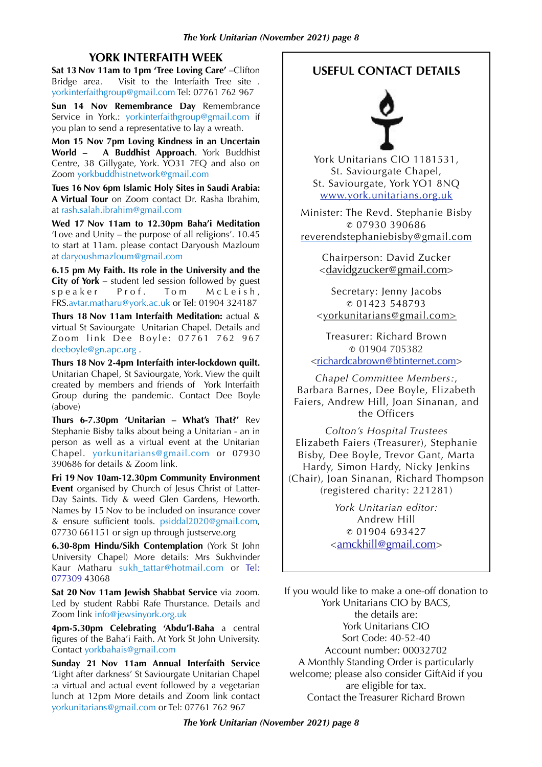## YORK INTERFAITH WEEK

**Sat 13 Nov 11am to 1pm 'Tree Loving Care'** –Clifton Bridge area. Visit to the Interfaith Tree site . yorkinterfaithgroup@gmail.com Tel: 07761 762 967

**Sun 14 Nov Remembrance Day** Remembrance Service in York.: yorkinterfaithgroup@gmail.com if you plan to send a representative to lay a wreath.

**Mon 15 Nov 7pm Loving Kindness in an Uncertain World – A Buddhist Approach**. York Buddhist Centre, 38 Gillygate, York. YO31 7EQ and also on Zoom yorkbuddhistnetwork@gmail.com

**Tues 16 Nov 6pm Islamic Holy Sites in Saudi Arabia: A Virtual Tour** on Zoom contact Dr. Rasha Ibrahim, at rash.salah.ibrahim@gmail.com

**Wed 17 Nov 11am to 12.30pm Baha'i Meditation** 'Love and Unity – the purpose of all religions'. 10.45 to start at 11am. please contact Daryoush Mazloum at daryoushmazloum@gmail.com

**6.15 pm My Faith. Its role in the University and the City of York** – student led session followed by guest speaker Prof. Tom McLeish, FRS.avtar.matharu@york.ac.uk or Tel: 01904 324187

**Thurs 18 Nov 11am Interfaith Meditation:** actual & virtual St Saviourgate Unitarian Chapel. Details and Zoom link Dee Boyle: 07761 762 967 deeboyle@gn.apc.org .

**Thurs 18 Nov 2-4pm Interfaith inter-lockdown quilt.** Unitarian Chapel, St Saviourgate, York. View the quilt created by members and friends of York Interfaith Group during the pandemic. Contact Dee Boyle (above)

**Thurs 6-7.30pm 'Unitarian – What's That?'** Rev Stephanie Bisby talks about being a Unitarian - an in person as well as a virtual event at the Unitarian Chapel. yorkunitarians@gmail.com or 07930 390686 for details & Zoom link.

**Fri 19 Nov 10am-12.30pm Community Environment Event** organised by Church of Jesus Christ of Latter-Day Saints. Tidy & weed Glen Gardens, Heworth. Names by 15 Nov to be included on insurance cover & ensure sufficient tools. psiddal2020@gmail.com, 07730 661151 or sign up through justserve.org

**6.30-8pm Hindu/Sikh Contemplation** (York St John University Chapel) More details: Mrs Sukhvinder Kaur Matharu sukh_tattar@hotmail.com or Tel: 077309 43068

**Sat 20 Nov 11am Jewish Shabbat Service** via zoom. Led by student Rabbi Rafe Thurstance. Details and Zoom link info@jewsinyork.org.uk

**4pm-5.30pm Celebrating 'Abdu'l-Baha** a central figures of the Baha'i Faith. At York St John University. Contact yorkbahais@gmail.com

**Sunday 21 Nov 11am Annual Interfaith Service** 'Light after darkness' St Saviourgate Unitarian Chapel :a virtual and actual event followed by a vegetarian lunch at 12pm More details and Zoom link contact yorkunitarians@gmail.com or Tel: 07761 762 967

## USEFUL CONTACT DETAILS

York Unitarians CIO 1181531,
St. Saviourgate Chapel,
St. Saviourgate, York YO1 8NQ
www.york.unitarians.org.uk

Minister: The Revd. Stephanie Bisby
✆ 07930 390686
reverendstephaniebisby@gmail.com

Chairperson: David Zucker
<davidgzucker@gmail.com>

Secretary: Jenny Jacobs
✆ 01423 548793
<yorkunitarians@gmail.com>

Treasurer: Richard Brown
✆ 01904 705382
<richardcabrown@btinternet.com>

*Chapel Committee Members:*, Barbara Barnes, Dee Boyle, Elizabeth Faiers, Andrew Hill, Joan Sinanan, and the Officers

*Colton's Hospital Trustees*
Elizabeth Faiers (Treasurer), Stephanie Bisby, Dee Boyle, Trevor Gant, Marta Hardy, Simon Hardy, Nicky Jenkins (Chair), Joan Sinanan, Richard Thompson (registered charity: 221281)

*York Unitarian editor:*
Andrew Hill
✆ 01904 693427
<amckhill@gmail.com>

If you would like to make a one-off donation to York Unitarians CIO by BACS,
the details are:
York Unitarians CIO
Sort Code: 40-52-40
Account number: 00032702
A Monthly Standing Order is particularly welcome; please also consider GiftAid if you are eligible for tax.
Contact the Treasurer Richard Brown